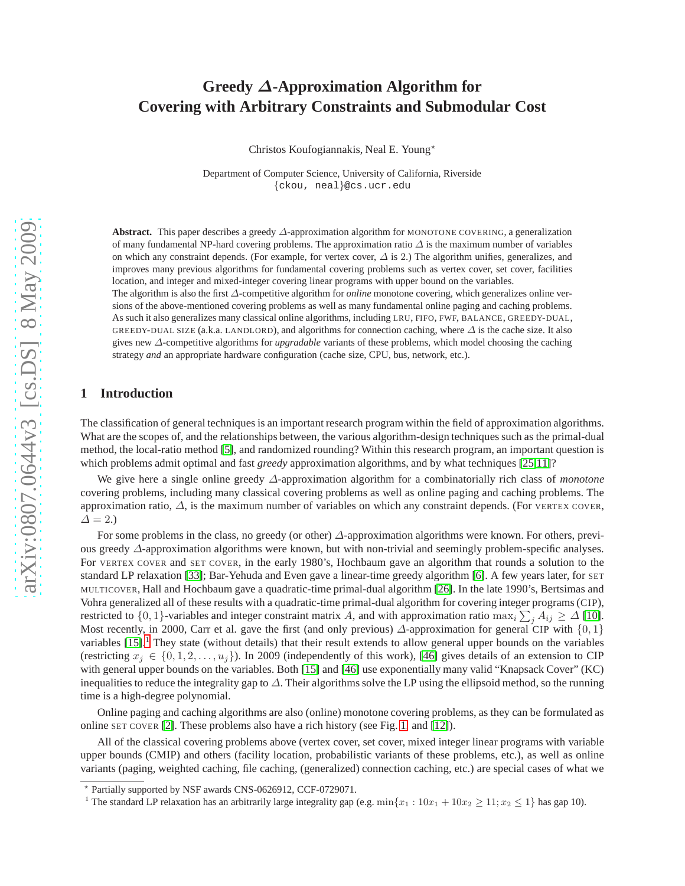# Greedy $\Delta$-Approximation Algorithm for Covering with Arbitrary Constraints and Submodular Cost

Christos Koufogiannakis, Neal E. Young[⋆]

Department of Computer Science, University of California, Riverside
{ckou, neal}@cs.ucr.edu

**Abstract.** This paper describes a greedy $\Delta$-approximation algorithm for MONOTONE COVERING, a generalization of many fundamental NP-hard covering problems. The approximation ratio $\Delta$ is the maximum number of variables on which any constraint depends. (For example, for vertex cover, $\Delta$ is 2.) The algorithm unifies, generalizes, and improves many previous algorithms for fundamental covering problems such as vertex cover, set cover, facilities location, and integer and mixed-integer covering linear programs with upper bound on the variables.
The algorithm is also the first $\Delta$-competitive algorithm for *online* monotone covering, which generalizes online versions of the above-mentioned covering problems as well as many fundamental online paging and caching problems. As such it also generalizes many classical online algorithms, including LRU, FIFO, FWF, BALANCE, GREEDY-DUAL, GREEDY-DUAL SIZE (a.k.a. LANDLORD), and algorithms for connection caching, where $\Delta$ is the cache size. It also gives new $\Delta$-competitive algorithms for *upgradable* variants of these problems, which model choosing the caching strategy *and* an appropriate hardware configuration (cache size, CPU, bus, network, etc.).

## 1 Introduction

The classification of general techniques is an important research program within the field of approximation algorithms. What are the scopes of, and the relationships between, the various algorithm-design techniques such as the primal-dual method, the local-ratio method [5], and randomized rounding? Within this research program, an important question is which problems admit optimal and fast *greedy* approximation algorithms, and by what techniques [25,11]?

We give here a single online greedy $\Delta$-approximation algorithm for a combinatorially rich class of *monotone* covering problems, including many classical covering problems as well as online paging and caching problems. The approximation ratio, $\Delta$, is the maximum number of variables on which any constraint depends. (For VERTEX COVER, $\Delta = 2$.)

For some problems in the class, no greedy (or other) $\Delta$-approximation algorithms were known. For others, previous greedy $\Delta$-approximation algorithms were known, but with non-trivial and seemingly problem-specific analyses. For VERTEX COVER and SET COVER, in the early 1980's, Hochbaum gave an algorithm that rounds a solution to the standard LP relaxation [33]; Bar-Yehuda and Even gave a linear-time greedy algorithm [6]. A few years later, for SET MULTICOVER, Hall and Hochbaum gave a quadratic-time primal-dual algorithm [26]. In the late 1990's, Bertsimas and Vohra generalized all of these results with a quadratic-time primal-dual algorithm for covering integer programs (CIP), restricted to $\{0,1\}$-variables and integer constraint matrix $A$, and with approximation ratio $\max_i \sum_j A_{ij} \ge \Delta$ [10]. Most recently, in 2000, Carr et al. gave the first (and only previous) $\Delta$-approximation for general CIP with $\{0,1\}$ variables [15].[1] They state (without details) that their result extends to allow general upper bounds on the variables (restricting $x_j \in \{0,1,2,\ldots,u_j\}$). In 2009 (independently of this work), [46] gives details of an extension to CIP with general upper bounds on the variables. Both [15] and [46] use exponentially many valid "Knapsack Cover" (KC) inequalities to reduce the integrality gap to $\Delta$. Their algorithms solve the LP using the ellipsoid method, so the running time is a high-degree polynomial.

Online paging and caching algorithms are also (online) monotone covering problems, as they can be formulated as online SET COVER [2]. These problems also have a rich history (see Fig. 1 and [12]).

All of the classical covering problems above (vertex cover, set cover, mixed integer linear programs with variable upper bounds (CMIP) and others (facility location, probabilistic variants of these problems, etc.), as well as online variants (paging, weighted caching, file caching, (generalized) connection caching, etc.) are special cases of what we

[⋆] Partially supported by NSF awards CNS-0626912, CCF-0729071.

[1] The standard LP relaxation has an arbitrarily large integrality gap (e.g. $\min\{x_1 : 10x_1 + 10x_2 \ge 11; x_2 \le 1\}$ has gap 10).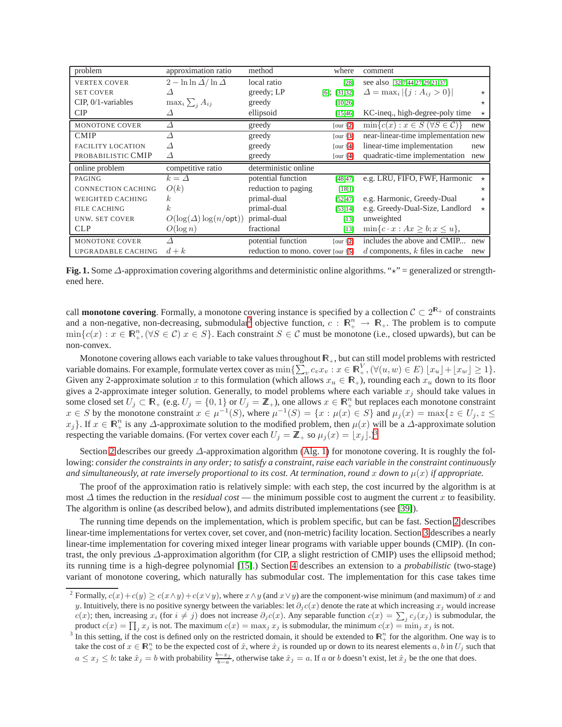| problem | approximation ratio | method | where | comment | |
|---|---|---|---|---|---|
| VERTEX COVER | $2 - \ln\ln \hat{\Delta}/\ln \hat{\Delta}$ | local ratio | [28] | see also [32,7,44,27,29,21,37] | |
| SET COVER | $\Delta$ | greedy; LP | [6]; [31,32] | $\Delta = \max_i \lvert\{j : A_{ij} > 0\}\rvert$ | ⋆ |
| CIP, 0/1-variables | $\max_i \sum_j A_{ij}$ | greedy | [10,26] | | ⋆ |
| CIP | $\Delta$ | ellipsoid | [15,46] | KC-ineq., high-degree-poly time | ⋆ |
| MONOTONE COVER | $\Delta$ | greedy | [our §2] | $\min\{c(x) : x \in S\ (\forall S \in \mathcal{C})\}$ | new |
| CMIP | $\Delta$ | greedy | [our §3] | near-linear-time implementation | new |
| FACILITY LOCATION | $\Delta$ | greedy | [our §4] | linear-time implementation | new |
| PROBABILISTIC CMIP | $\Delta$ | greedy | [our §4] | quadratic-time implementation | new |
| **online problem** | **competitive ratio** | **deterministic online** | | | |
| PAGING | $k = \Delta$ | potential function | [48,47] | e.g. LRU, FIFO, FWF, Harmonic | ⋆ |
| CONNECTION CACHING | $O(k)$ | reduction to paging | [18,1] | | ⋆ |
| WEIGHTED CACHING | $k$ | primal-dual | [52,47] | e.g. Harmonic, Greedy-Dual | ⋆ |
| FILE CACHING | $k$ | primal-dual | [53,14] | e.g. Greedy-Dual-Size, Landlord | ⋆ |
| UNW. SET COVER | $O(\log(\Delta)\log(n/\mathsf{opt}))$ | primal-dual | [13] | unweighted | |
| CLP | $O(\log n)$ | fractional | [13] | $\min\{c \cdot x : Ax \geq b; x \leq u\}$, | |
| MONOTONE COVER | $\Delta$ | potential function | [our §2] | includes the above and CMIP... | new |
| UPGRADABLE CACHING | $d + k$ | reduction to mono. cover | [our §5] | $d$ components, $k$ files in cache | new |

**Fig. 1.** Some $\Delta$-approximation covering algorithms and deterministic online algorithms. "⋆" = generalized or strengthened here.

call **monotone covering**. Formally, a monotone covering instance is specified by a collection $\mathcal{C} \subset 2^{\mathbb{R}_+}$ of constraints and a non-negative, non-decreasing, submodular[2] objective function, $c : \mathbb{R}^n_+ \to \mathbb{R}_+$. The problem is to compute $\min\{c(x) : x \in \mathbb{R}^n_+, (\forall S \in \mathcal{C})\ x \in S\}$. Each constraint $S \in \mathcal{C}$ must be monotone (i.e., closed upwards), but can be non-convex.

Monotone covering allows each variable to take values throughout $\mathbb{R}_+$, but can still model problems with restricted variable domains. For example, formulate vertex cover as $\min\{\sum_v c_v x_v : x \in \mathbb{R}^V_+, (\forall (u,w) \in E)\ \lfloor x_u \rfloor + \lfloor x_w \rfloor \geq 1\}$. Given any 2-approximate solution $x$ to this formulation (which allows $x_u \in \mathbb{R}_+$), rounding each $x_u$ down to its floor gives a 2-approximate integer solution. Generally, to model problems where each variable $x_j$ should take values in some closed set $U_j \subset \mathbb{R}_+$ (e.g. $U_j = \{0,1\}$ or $U_j = \mathbb{Z}_+$), one allows $x \in \mathbb{R}^n_+$ but replaces each monotone constraint $x \in S$ by the monotone constraint $x \in \mu^{-1}(S)$, where $\mu^{-1}(S) = \{x : \mu(x) \in S\}$ and $\mu_j(x) = \max\{z \in U_j, z \leq x_j\}$. If $x \in \mathbb{R}^n_+$ is any $\Delta$-approximate solution to the modified problem, then $\mu(x)$ will be a $\Delta$-approximate solution respecting the variable domains. (For vertex cover each $U_j = \mathbb{Z}_+$ so $\mu_j(x) = \lfloor x_j \rfloor$.)[3]

Section 2 describes our greedy $\Delta$-approximation algorithm (Alg. 1) for monotone covering. It is roughly the following: *consider the constraints in any order; to satisfy a constraint, raise each variable in the constraint continuously and simultaneously, at rate inversely proportional to its cost. At termination, round $x$ down to $\mu(x)$ if appropriate.*

The proof of the approximation ratio is relatively simple: with each step, the cost incurred by the algorithm is at most $\Delta$ times the reduction in the *residual cost* — the minimum possible cost to augment the current $x$ to feasibility. The algorithm is online (as described below), and admits distributed implementations (see [39]).

The running time depends on the implementation, which is problem specific, but can be fast. Section 2 describes linear-time implementations for vertex cover, set cover, and (non-metric) facility location. Section 3 describes a nearly linear-time implementation for covering mixed integer linear programs with variable upper bounds (CMIP). (In contrast, the only previous $\Delta$-approximation algorithm (for CIP, a slight restriction of CMIP) uses the ellipsoid method; its running time is a high-degree polynomial [15].) Section 4 describes an extension to a *probabilistic* (two-stage) variant of monotone covering, which naturally has submodular cost. The implementation for this case takes time

[2] Formally, $c(x)+c(y) \geq c(x \wedge y)+c(x \vee y)$, where $x \wedge y$ (and $x \vee y$) are the component-wise minimum (and maximum) of $x$ and $y$. Intuitively, there is no positive synergy between the variables: let $\partial_j c(x)$ denote the rate at which increasing $x_j$ would increase $c(x)$; then, increasing $x_i$ (for $i \neq j$) does not increase $\partial_j c(x)$. Any separable function $c(x) = \sum_j c_j(x_j)$ is submodular, the product $c(x) = \prod_j x_j$ is not. The maximum $c(x) = \max_j x_j$ is submodular, the minimum $c(x) = \min_j x_j$ is not.

[3] In this setting, if the cost is defined only on the restricted domain, it should be extended to $\mathbb{R}^n_+$ for the algorithm. One way is to take the cost of $x \in \mathbb{R}^n_+$ to be the expected cost of $\hat{x}$, where $\hat{x}_j$ is rounded up or down to its nearest elements $a, b$ in $U_j$ such that $a \leq x_j \leq b$: take $\hat{x}_j = b$ with probability $\frac{b-x_j}{b-a}$, otherwise take $\hat{x}_j = a$. If $a$ or $b$ doesn't exist, let $\hat{x}_j$ be the one that does.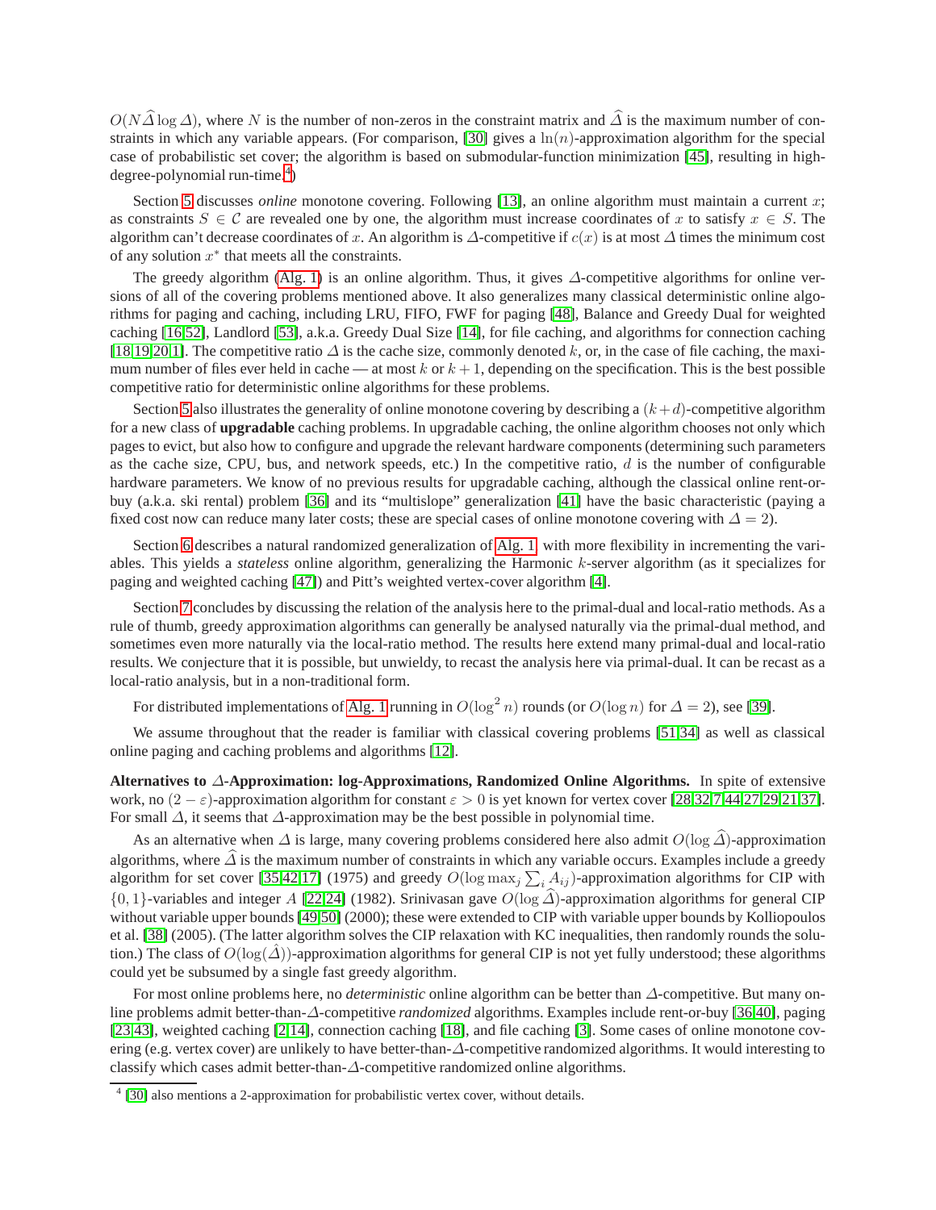$O(N\widehat{\Delta}\log \Delta)$, where $N$ is the number of non-zeros in the constraint matrix and $\widehat{\Delta}$ is the maximum number of constraints in which any variable appears. (For comparison, [30] gives a $\ln(n)$-approximation algorithm for the special case of probabilistic set cover; the algorithm is based on submodular-function minimization [45], resulting in high-degree-polynomial run-time.[4])

Section 5 discusses *online* monotone covering. Following [13], an online algorithm must maintain a current $x$; as constraints $S \in \mathcal{C}$ are revealed one by one, the algorithm must increase coordinates of $x$ to satisfy $x \in S$. The algorithm can't decrease coordinates of $x$. An algorithm is $\Delta$-competitive if $c(x)$ is at most $\Delta$ times the minimum cost of any solution $x^*$ that meets all the constraints.

The greedy algorithm (Alg. 1) is an online algorithm. Thus, it gives $\Delta$-competitive algorithms for online versions of all of the covering problems mentioned above. It also generalizes many classical deterministic online algorithms for paging and caching, including LRU, FIFO, FWF for paging [48], Balance and Greedy Dual for weighted caching [16,52], Landlord [53], a.k.a. Greedy Dual Size [14], for file caching, and algorithms for connection caching [18,19,20,1]. The competitive ratio $\Delta$ is the cache size, commonly denoted $k$, or, in the case of file caching, the maximum number of files ever held in cache — at most $k$ or $k+1$, depending on the specification. This is the best possible competitive ratio for deterministic online algorithms for these problems.

Section 5 also illustrates the generality of online monotone covering by describing a $(k+d)$-competitive algorithm for a new class of **upgradable** caching problems. In upgradable caching, the online algorithm chooses not only which pages to evict, but also how to configure and upgrade the relevant hardware components (determining such parameters as the cache size, CPU, bus, and network speeds, etc.) In the competitive ratio, $d$ is the number of configurable hardware parameters. We know of no previous results for upgradable caching, although the classical online rent-or-buy (a.k.a. ski rental) problem [36] and its "multislope" generalization [41] have the basic characteristic (paying a fixed cost now can reduce many later costs; these are special cases of online monotone covering with $\Delta = 2$).

Section 6 describes a natural randomized generalization of Alg. 1 with more flexibility in incrementing the variables. This yields a *stateless* online algorithm, generalizing the Harmonic $k$-server algorithm (as it specializes for paging and weighted caching [47]) and Pitt's weighted vertex-cover algorithm [4].

Section 7 concludes by discussing the relation of the analysis here to the primal-dual and local-ratio methods. As a rule of thumb, greedy approximation algorithms can generally be analysed naturally via the primal-dual method, and sometimes even more naturally via the local-ratio method. The results here extend many primal-dual and local-ratio results. We conjecture that it is possible, but unwieldy, to recast the analysis here via primal-dual. It can be recast as a local-ratio analysis, but in a non-traditional form.

For distributed implementations of Alg. 1 running in $O(\log^2 n)$ rounds (or $O(\log n)$ for $\Delta = 2$), see [39].

We assume throughout that the reader is familiar with classical covering problems [51,34] as well as classical online paging and caching problems and algorithms [12].

**Alternatives to $\Delta$-Approximation: log-Approximations, Randomized Online Algorithms.** In spite of extensive work, no $(2-\varepsilon)$-approximation algorithm for constant $\varepsilon > 0$ is yet known for vertex cover [28,32,7,44,27,29,21,37]. For small $\Delta$, it seems that $\Delta$-approximation may be the best possible in polynomial time.

As an alternative when $\Delta$ is large, many covering problems considered here also admit $O(\log \widehat{\Delta})$-approximation algorithms, where $\widehat{\Delta}$ is the maximum number of constraints in which any variable occurs. Examples include a greedy algorithm for set cover [35,42,17] (1975) and greedy $O(\log \max_j \sum_i A_{ij})$-approximation algorithms for CIP with $\{0,1\}$-variables and integer $A$ [22,24] (1982). Srinivasan gave $O(\log \widehat{\Delta})$-approximation algorithms for general CIP without variable upper bounds [49,50] (2000); these were extended to CIP with variable upper bounds by Kolliopoulos et al. [38] (2005). (The latter algorithm solves the CIP relaxation with KC inequalities, then randomly rounds the solution.) The class of $O(\log(\hat{\Delta}))$-approximation algorithms for general CIP is not yet fully understood; these algorithms could yet be subsumed by a single fast greedy algorithm.

For most online problems here, no *deterministic* online algorithm can be better than $\Delta$-competitive. But many online problems admit better-than-$\Delta$-competitive *randomized* algorithms. Examples include rent-or-buy [36,40], paging [23,43], weighted caching [2,14], connection caching [18], and file caching [3]. Some cases of online monotone covering (e.g. vertex cover) are unlikely to have better-than-$\Delta$-competitive randomized algorithms. It would interesting to classify which cases admit better-than-$\Delta$-competitive randomized online algorithms.

[4] [30] also mentions a 2-approximation for probabilistic vertex cover, without details.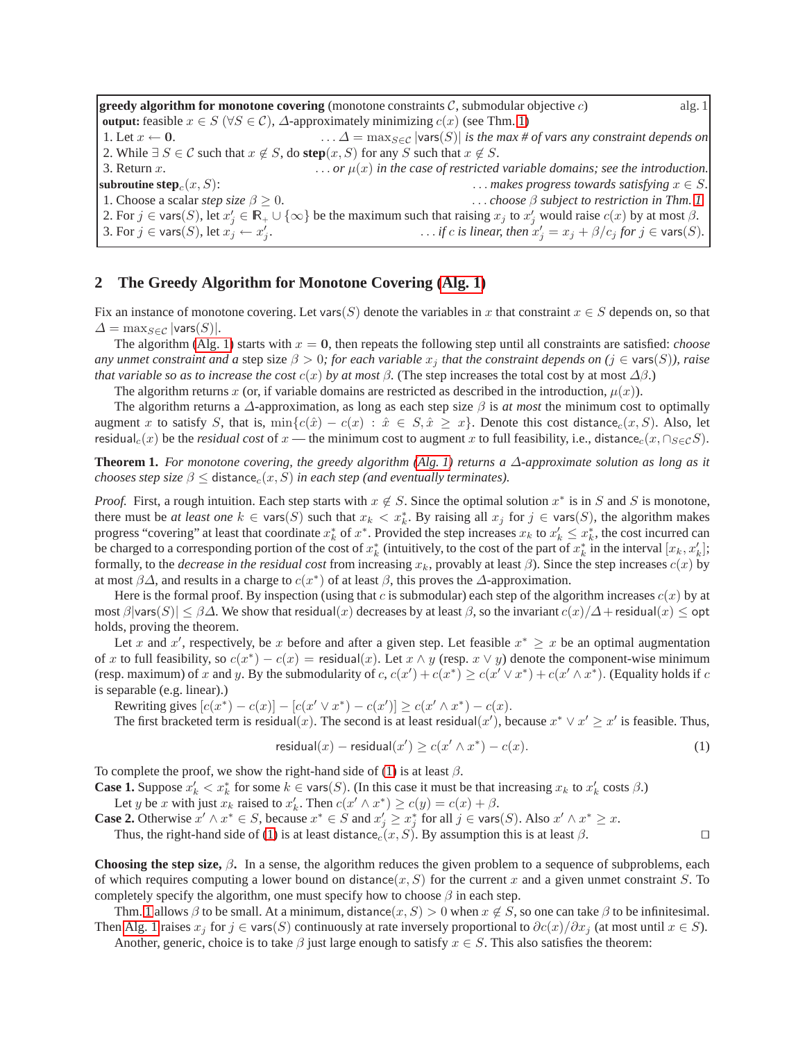| **greedy algorithm for monotone covering** (monotone constraints $\mathcal{C}$, submodular objective $c$) | alg. 1 |
|---|---|
| **output:** feasible $x \in S$ ($\forall S \in \mathcal{C}$), $\Delta$-approximately minimizing $c(x)$ (see Thm. 1) | |
| 1. Let $x \leftarrow \mathbf{0}$. | *. . . $\Delta = \max_{S \in \mathcal{C}} \lvert \mathsf{vars}(S) \rvert$ is the max # of vars any constraint depends on* |
| 2. While $\exists\, S \in \mathcal{C}$ such that $x \notin S$, do **step**$(x, S)$ for any $S$ such that $x \notin S$. | |
| 3. Return $x$. | *. . . or $\mu(x)$ in the case of restricted variable domains; see the introduction.* |
| **subroutine step**$_c(x, S)$: | *. . . makes progress towards satisfying $x \in S$.* |
| 1. Choose a scalar *step size* $\beta \geq 0$. | *. . . choose $\beta$ subject to restriction in Thm. 1.* |
| 2. For $j \in \mathsf{vars}(S)$, let $x'_j \in \mathbb{R}_+ \cup \{\infty\}$ be the maximum such that raising $x_j$ to $x'_j$ would raise $c(x)$ by at most $\beta$. | |
| 3. For $j \in \mathsf{vars}(S)$, let $x_j \leftarrow x'_j$. | *. . . if $c$ is linear, then $x'_j = x_j + \beta/c_j$ for $j \in \mathsf{vars}(S)$.* |

## 2 The Greedy Algorithm for Monotone Covering (Alg. 1)

Fix an instance of monotone covering. Let $\mathsf{vars}(S)$ denote the variables in $x$ that constraint $x \in S$ depends on, so that $\Delta = \max_{S \in \mathcal{C}} |\mathsf{vars}(S)|$.

The algorithm (Alg. 1) starts with $x = \mathbf{0}$, then repeats the following step until all constraints are satisfied: *choose any unmet constraint and a* step size $\beta > 0$*; for each variable $x_j$ that the constraint depends on ($j \in \mathsf{vars}(S)$), raise that variable so as to increase the cost $c(x)$ by at most $\beta$.* (The step increases the total cost by at most $\Delta\beta$.)

The algorithm returns $x$ (or, if variable domains are restricted as described in the introduction, $\mu(x)$).

The algorithm returns a $\Delta$-approximation, as long as each step size $\beta$ is *at most* the minimum cost to optimally augment $x$ to satisfy $S$, that is, $\min\{c(\hat{x}) - c(x) : \hat{x} \in S, \hat{x} \geq x\}$. Denote this cost $\mathsf{distance}_c(x, S)$. Also, let $\mathsf{residual}_c(x)$ be the *residual cost* of $x$ — the minimum cost to augment $x$ to full feasibility, i.e., $\mathsf{distance}_c(x, \cap_{S \in \mathcal{C}} S)$.

**Theorem 1.** *For monotone covering, the greedy algorithm (Alg. 1) returns a $\Delta$-approximate solution as long as it chooses step size $\beta \leq \mathsf{distance}_c(x, S)$ in each step (and eventually terminates).*

*Proof.* First, a rough intuition. Each step starts with $x \notin S$. Since the optimal solution $x^*$ is in $S$ and $S$ is monotone, there must be *at least one* $k \in \mathsf{vars}(S)$ such that $x_k < x^*_k$. By raising all $x_j$ for $j \in \mathsf{vars}(S)$, the algorithm makes progress "covering" at least that coordinate $x^*_k$ of $x^*$. Provided the step increases $x_k$ to $x'_k \leq x^*_k$, the cost incurred can be charged to a corresponding portion of the cost of $x^*_k$ (intuitively, to the cost of the part of $x^*_k$ in the interval $[x_k, x'_k]$; formally, to the *decrease in the residual cost* from increasing $x_k$, provably at least $\beta$). Since the step increases $c(x)$ by at most $\beta\Delta$, and results in a charge to $c(x^*)$ of at least $\beta$, this proves the $\Delta$-approximation.

Here is the formal proof. By inspection (using that $c$ is submodular) each step of the algorithm increases $c(x)$ by at most $\beta|\mathsf{vars}(S)| \leq \beta\Delta$. We show that $\mathsf{residual}(x)$ decreases by at least $\beta$, so the invariant $c(x)/\Delta + \mathsf{residual}(x) \leq \mathsf{opt}$ holds, proving the theorem.

Let $x$ and $x'$, respectively, be $x$ before and after a given step. Let feasible $x^* \geq x$ be an optimal augmentation of $x$ to full feasibility, so $c(x^*) - c(x) = \mathsf{residual}(x)$. Let $x \wedge y$ (resp. $x \vee y$) denote the component-wise minimum (resp. maximum) of $x$ and $y$. By the submodularity of $c$, $c(x') + c(x^*) \geq c(x' \vee x^*) + c(x' \wedge x^*)$. (Equality holds if $c$ is separable (e.g. linear).)

Rewriting gives $[c(x^*) - c(x)] - [c(x' \vee x^*) - c(x')] \geq c(x' \wedge x^*) - c(x)$.

The first bracketed term is $\mathsf{residual}(x)$. The second is at least $\mathsf{residual}(x')$, because $x^* \vee x' \geq x'$ is feasible. Thus,

$$\mathsf{residual}(x) - \mathsf{residual}(x') \geq c(x' \wedge x^*) - c(x). \tag{1}$$

To complete the proof, we show the right-hand side of (1) is at least $\beta$.

**Case 1.** Suppose $x'_k < x^*_k$ for some $k \in \mathsf{vars}(S)$. (In this case it must be that increasing $x_k$ to $x'_k$ costs $\beta$.)

Let $y$ be $x$ with just $x_k$ raised to $x'_k$. Then $c(x' \wedge x^*) \geq c(y) = c(x) + \beta$.

**Case 2.** Otherwise $x' \wedge x^* \in S$, because $x^* \in S$ and $x'_j \geq x^*_j$ for all $j \in \mathsf{vars}(S)$. Also $x' \wedge x^* \geq x$.

Thus, the right-hand side of (1) is at least $\mathsf{distance}_c(x, S)$. By assumption this is at least $\beta$. ◻

**Choosing the step size, $\beta$.** In a sense, the algorithm reduces the given problem to a sequence of subproblems, each of which requires computing a lower bound on $\mathsf{distance}(x, S)$ for the current $x$ and a given unmet constraint $S$. To completely specify the algorithm, one must specify how to choose $\beta$ in each step.

Thm. 1 allows $\beta$ to be small. At a minimum, $\mathsf{distance}(x, S) > 0$ when $x \notin S$, so one can take $\beta$ to be infinitesimal. Then Alg. 1 raises $x_j$ for $j \in \mathsf{vars}(S)$ continuously at rate inversely proportional to $\partial c(x)/\partial x_j$ (at most until $x \in S$).

Another, generic, choice is to take $\beta$ just large enough to satisfy $x \in S$. This also satisfies the theorem: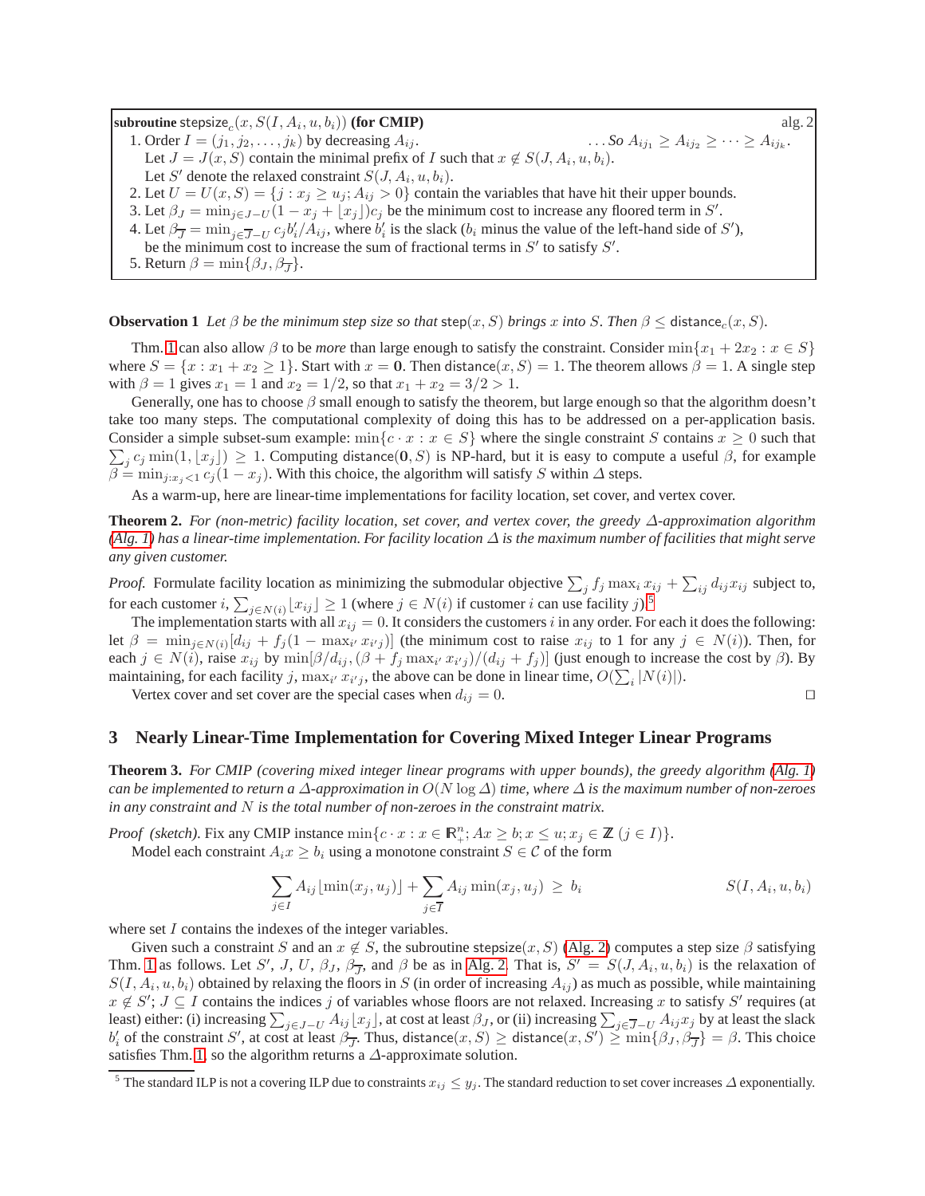```
subroutine stepsize_c(x, S(I, A_i, u, b_i)) (for CMIP)                                        alg. 2
1. Order I = (j_1, j_2, ..., j_k) by decreasing A_ij.                  ... So A_ij1 ≥ A_ij2 ≥ ··· ≥ A_ijk.
   Let J = J(x, S) contain the minimal prefix of I such that x ∉ S(J, A_i, u, b_i).
   Let S' denote the relaxed constraint S(J, A_i, u, b_i).
2. Let U = U(x, S) = {j : x_j ≥ u_j; A_ij > 0} contain the variables that have hit their upper bounds.
3. Let β_J = min_{j∈J−U} (1 − x_j + ⌊x_j⌋)c_j be the minimum cost to increase any floored term in S'.
4. Let β_J̄ = min_{j∈J̄−U} c_j b'_i/A_ij, where b'_i is the slack (b_i minus the value of the left-hand side of S'),
   be the minimum cost to increase the sum of fractional terms in S' to satisfy S'.
5. Return β = min{β_J, β_J̄}.
```

**Observation 1** *Let $\beta$ be the minimum step size so that* $\mathsf{step}(x, S)$ *brings $x$ into $S$. Then $\beta \le \mathsf{distance}_c(x, S)$.*

Thm. 1 can also allow $\beta$ to be *more* than large enough to satisfy the constraint. Consider $\min\{x_1 + 2x_2 : x \in S\}$ where $S = \{x : x_1 + x_2 \ge 1\}$. Start with $x = \mathbf{0}$. Then $\mathsf{distance}(x, S) = 1$. The theorem allows $\beta = 1$. A single step with $\beta = 1$ gives $x_1 = 1$ and $x_2 = 1/2$, so that $x_1 + x_2 = 3/2 > 1$.

Generally, one has to choose $\beta$ small enough to satisfy the theorem, but large enough so that the algorithm doesn't take too many steps. The computational complexity of doing this has to be addressed on a per-application basis. Consider a simple subset-sum example: $\min\{c \cdot x : x \in S\}$ where the single constraint $S$ contains $x \ge 0$ such that $\sum_j c_j \min(1, \lfloor x_j \rfloor) \ge 1$. Computing $\mathsf{distance}(\mathbf{0}, S)$ is NP-hard, but it is easy to compute a useful $\beta$, for example $\beta = \min_{j : x_j < 1} c_j(1 - x_j)$. With this choice, the algorithm will satisfy $S$ within $\Delta$ steps.

As a warm-up, here are linear-time implementations for facility location, set cover, and vertex cover.

**Theorem 2.** *For (non-metric) facility location, set cover, and vertex cover, the greedy $\Delta$-approximation algorithm (Alg. 1) has a linear-time implementation. For facility location $\Delta$ is the maximum number of facilities that might serve any given customer.*

*Proof.* Formulate facility location as minimizing the submodular objective $\sum_j f_j \max_i x_{ij} + \sum_{ij} d_{ij} x_{ij}$ subject to, for each customer $i$, $\sum_{j \in N(i)} \lfloor x_{ij} \rfloor \ge 1$ (where $j \in N(i)$ if customer $i$ can use facility $j$).[5]

The implementation starts with all $x_{ij} = 0$. It considers the customers $i$ in any order. For each it does the following: let $\beta = \min_{j \in N(i)} [d_{ij} + f_j(1 - \max_{i'} x_{i'j})]$ (the minimum cost to raise $x_{ij}$ to 1 for any $j \in N(i)$). Then, for each $j \in N(i)$, raise $x_{ij}$ by $\min[\beta/d_{ij}, (\beta + f_j \max_{i'} x_{i'j})/(d_{ij} + f_j)]$ (just enough to increase the cost by $\beta$). By maintaining, for each facility $j$, $\max_{i'} x_{i'j}$, the above can be done in linear time, $O(\sum_i |N(i)|)$.

Vertex cover and set cover are the special cases when $d_{ij} = 0$. □

## 3 Nearly Linear-Time Implementation for Covering Mixed Integer Linear Programs

**Theorem 3.** *For CMIP (covering mixed integer linear programs with upper bounds), the greedy algorithm (Alg. 1) can be implemented to return a $\Delta$-approximation in $O(N \log \Delta)$ time, where $\Delta$ is the maximum number of non-zeroes in any constraint and $N$ is the total number of non-zeroes in the constraint matrix.*

*Proof (sketch).* Fix any CMIP instance $\min\{c \cdot x : x \in \mathbb{R}^n_+; Ax \ge b; x \le u; x_j \in \mathbb{Z}\ (j \in I)\}$.

Model each constraint $A_i x \ge b_i$ using a monotone constraint $S \in \mathcal{C}$ of the form

$$\sum_{j \in I} A_{ij} \lfloor \min(x_j, u_j) \rfloor + \sum_{j \in \overline{I}} A_{ij} \min(x_j, u_j) \;\ge\; b_i \qquad S(I, A_i, u, b_i)$$

where set $I$ contains the indexes of the integer variables.

Given such a constraint $S$ and an $x \notin S$, the subroutine $\mathsf{stepsize}(x, S)$ (Alg. 2) computes a step size $\beta$ satisfying Thm. 1 as follows. Let $S'$, $J$, $U$, $\beta_J$, $\beta_{\overline{J}}$, and $\beta$ be as in Alg. 2. That is, $S' = S(J, A_i, u, b_i)$ is the relaxation of $S(I, A_i, u, b_i)$ obtained by relaxing the floors in $S$ (in order of increasing $A_{ij}$) as much as possible, while maintaining $x \notin S'$; $J \subseteq I$ contains the indices $j$ of variables whose floors are not relaxed. Increasing $x$ to satisfy $S'$ requires (at least) either: (i) increasing $\sum_{j \in J-U} A_{ij} \lfloor x_j \rfloor$, at cost at least $\beta_J$, or (ii) increasing $\sum_{j \in \overline{J}-U} A_{ij} x_j$ by at least the slack $b'_i$ of the constraint $S'$, at cost at least $\beta_{\overline{J}}$. Thus, $\mathsf{distance}(x, S) \ge \mathsf{distance}(x, S') \ge \min\{\beta_J, \beta_{\overline{J}}\} = \beta$. This choice satisfies Thm. 1, so the algorithm returns a $\Delta$-approximate solution.

[5] The standard ILP is not a covering ILP due to constraints $x_{ij} \le y_j$. The standard reduction to set cover increases $\Delta$ exponentially.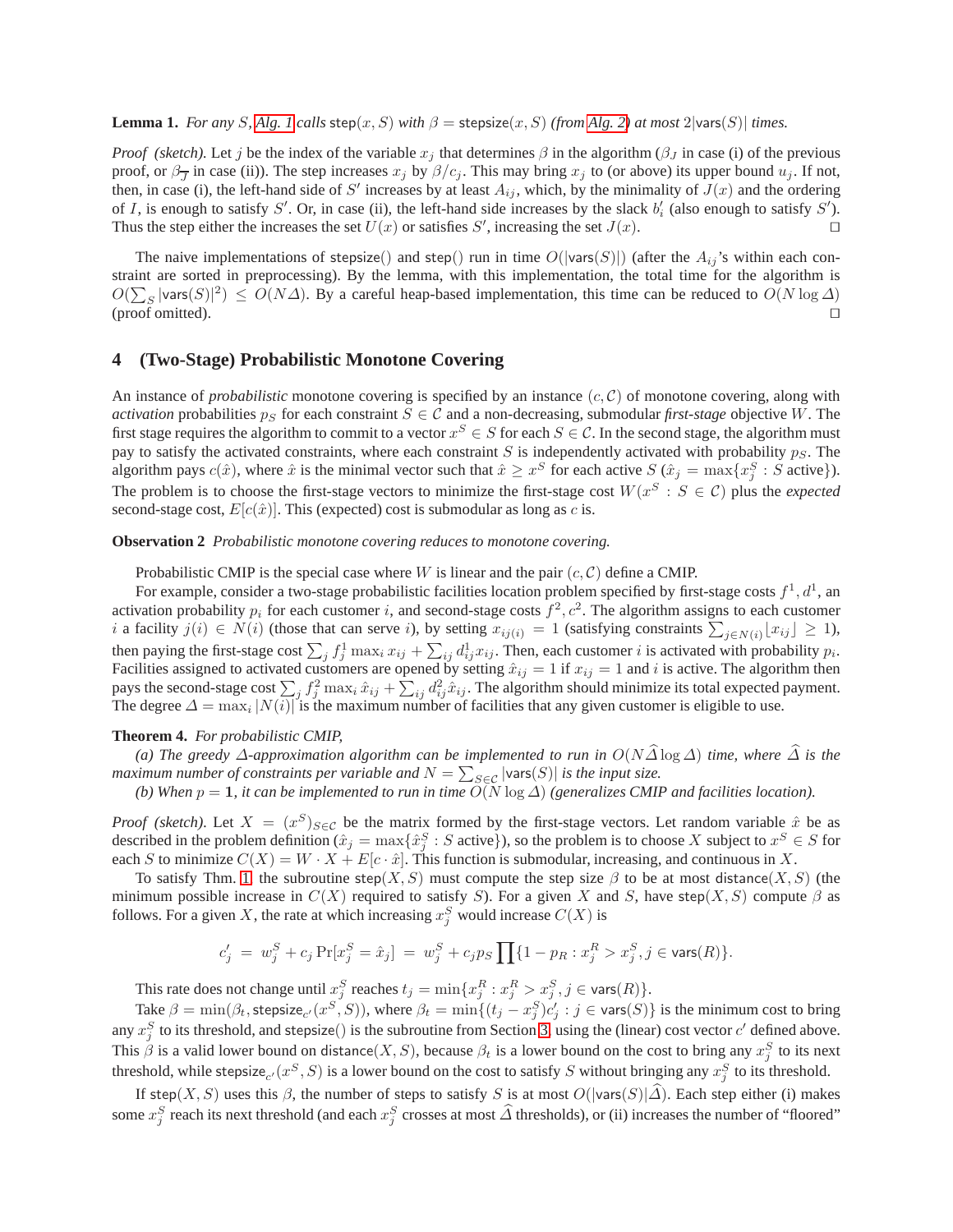**Lemma 1.** *For any $S$, Alg. 1 calls* $\mathsf{step}(x, S)$ *with* $\beta = \mathsf{stepsize}(x, S)$ *(from Alg. 2) at most* $2|\mathsf{vars}(S)|$ *times.*

*Proof (sketch).* Let $j$ be the index of the variable $x_j$ that determines $\beta$ in the algorithm ($\beta_J$ in case (i) of the previous proof, or $\beta_{\overline{J}}$ in case (ii)). The step increases $x_j$ by $\beta/c_j$. This may bring $x_j$ to (or above) its upper bound $u_j$. If not, then, in case (i), the left-hand side of $S'$ increases by at least $A_{ij}$, which, by the minimality of $J(x)$ and the ordering of $I$, is enough to satisfy $S'$. Or, in case (ii), the left-hand side increases by the slack $b'_i$ (also enough to satisfy $S'$). Thus the step either the increases the set $U(x)$ or satisfies $S'$, increasing the set $J(x)$. ◻

The naive implementations of $\mathsf{stepsize}()$ and $\mathsf{step}()$ run in time $O(|\mathsf{vars}(S)|)$ (after the $A_{ij}$'s within each constraint are sorted in preprocessing). By the lemma, with this implementation, the total time for the algorithm is $O(\sum_S |\mathsf{vars}(S)|^2) \le O(N\Delta)$. By a careful heap-based implementation, this time can be reduced to $O(N \log \Delta)$ (proof omitted). ◻

## 4 (Two-Stage) Probabilistic Monotone Covering

An instance of *probabilistic* monotone covering is specified by an instance $(c, \mathcal{C})$ of monotone covering, along with *activation* probabilities $p_S$ for each constraint $S \in \mathcal{C}$ and a non-decreasing, submodular *first-stage* objective $W$. The first stage requires the algorithm to commit to a vector $x^S \in S$ for each $S \in \mathcal{C}$. In the second stage, the algorithm must pay to satisfy the activated constraints, where each constraint $S$ is independently activated with probability $p_S$. The algorithm pays $c(\hat{x})$, where $\hat{x}$ is the minimal vector such that $\hat{x} \ge x^S$ for each active $S$ ($\hat{x}_j = \max\{x^S_j : S \text{ active}\}$). The problem is to choose the first-stage vectors to minimize the first-stage cost $W(x^S : S \in \mathcal{C})$ plus the *expected* second-stage cost, $E[c(\hat{x})]$. This (expected) cost is submodular as long as $c$ is.

**Observation 2** *Probabilistic monotone covering reduces to monotone covering.*

Probabilistic CMIP is the special case where $W$ is linear and the pair $(c, \mathcal{C})$ define a CMIP.

For example, consider a two-stage probabilistic facilities location problem specified by first-stage costs $f^1, d^1$, an activation probability $p_i$ for each customer $i$, and second-stage costs $f^2, c^2$. The algorithm assigns to each customer $i$ a facility $j(i) \in N(i)$ (those that can serve $i$), by setting $x_{ij(i)} = 1$ (satisfying constraints $\sum_{j \in N(i)} \lfloor x_{ij} \rfloor \ge 1$), then paying the first-stage cost $\sum_j f^1_j \max_i x_{ij} + \sum_{ij} d^1_{ij} x_{ij}$. Then, each customer $i$ is activated with probability $p_i$. Facilities assigned to activated customers are opened by setting $\hat{x}_{ij} = 1$ if $x_{ij} = 1$ and $i$ is active. The algorithm then pays the second-stage cost $\sum_j f^2_j \max_i \hat{x}_{ij} + \sum_{ij} d^2_{ij} \hat{x}_{ij}$. The algorithm should minimize its total expected payment. The degree $\Delta = \max_i |N(i)|$ is the maximum number of facilities that any given customer is eligible to use.

**Theorem 4.** *For probabilistic CMIP,*

*(a) The greedy $\Delta$-approximation algorithm can be implemented to run in $O(N\widehat{\Delta} \log \Delta)$ time, where $\widehat{\Delta}$ is the maximum number of constraints per variable and $N = \sum_{S \in \mathcal{C}} |\mathsf{vars}(S)|$ is the input size.*

*(b) When $p = \mathbf{1}$, it can be implemented to run in time $O(N \log \Delta)$ (generalizes CMIP and facilities location).*

*Proof (sketch).* Let $X = (x^S)_{S \in \mathcal{C}}$ be the matrix formed by the first-stage vectors. Let random variable $\hat{x}$ be as described in the problem definition ($\hat{x}_j = \max\{\hat{x}^S_j : S \text{ active}\}$), so the problem is to choose $X$ subject to $x^S \in S$ for each $S$ to minimize $C(X) = W \cdot X + E[c \cdot \hat{x}]$. This function is submodular, increasing, and continuous in $X$.

To satisfy Thm. 1, the subroutine $\mathsf{step}(X, S)$ must compute the step size $\beta$ to be at most $\mathsf{distance}(X, S)$ (the minimum possible increase in $C(X)$ required to satisfy $S$). For a given $X$ and $S$, have $\mathsf{step}(X, S)$ compute $\beta$ as follows. For a given $X$, the rate at which increasing $x^S_j$ would increase $C(X)$ is

$$c'_j \;=\; w^S_j + c_j \Pr[x^S_j = \hat{x}_j] \;=\; w^S_j + c_j p_S \prod\{1 - p_R : x^R_j > x^S_j, j \in \mathsf{vars}(R)\}.$$

This rate does not change until $x^S_j$ reaches $t_j = \min\{x^R_j : x^R_j > x^S_j, j \in \mathsf{vars}(R)\}$.

Take $\beta = \min(\beta_t, \mathsf{stepsize}_{c'}(x^S, S))$, where $\beta_t = \min\{(t_j - x^S_j)c'_j : j \in \mathsf{vars}(S)\}$ is the minimum cost to bring any $x^S_j$ to its threshold, and $\mathsf{stepsize}()$ is the subroutine from Section 3, using the (linear) cost vector $c'$ defined above. This $\beta$ is a valid lower bound on $\mathsf{distance}(X, S)$, because $\beta_t$ is a lower bound on the cost to bring any $x^S_j$ to its next threshold, while $\mathsf{stepsize}_{c'}(x^S, S)$ is a lower bound on the cost to satisfy $S$ without bringing any $x^S_j$ to its threshold.

If $\mathsf{step}(X, S)$ uses this $\beta$, the number of steps to satisfy $S$ is at most $O(|\mathsf{vars}(S)|\widehat{\Delta})$. Each step either (i) makes some $x^S_j$ reach its next threshold (and each $x^S_j$ crosses at most $\widehat{\Delta}$ thresholds), or (ii) increases the number of "floored"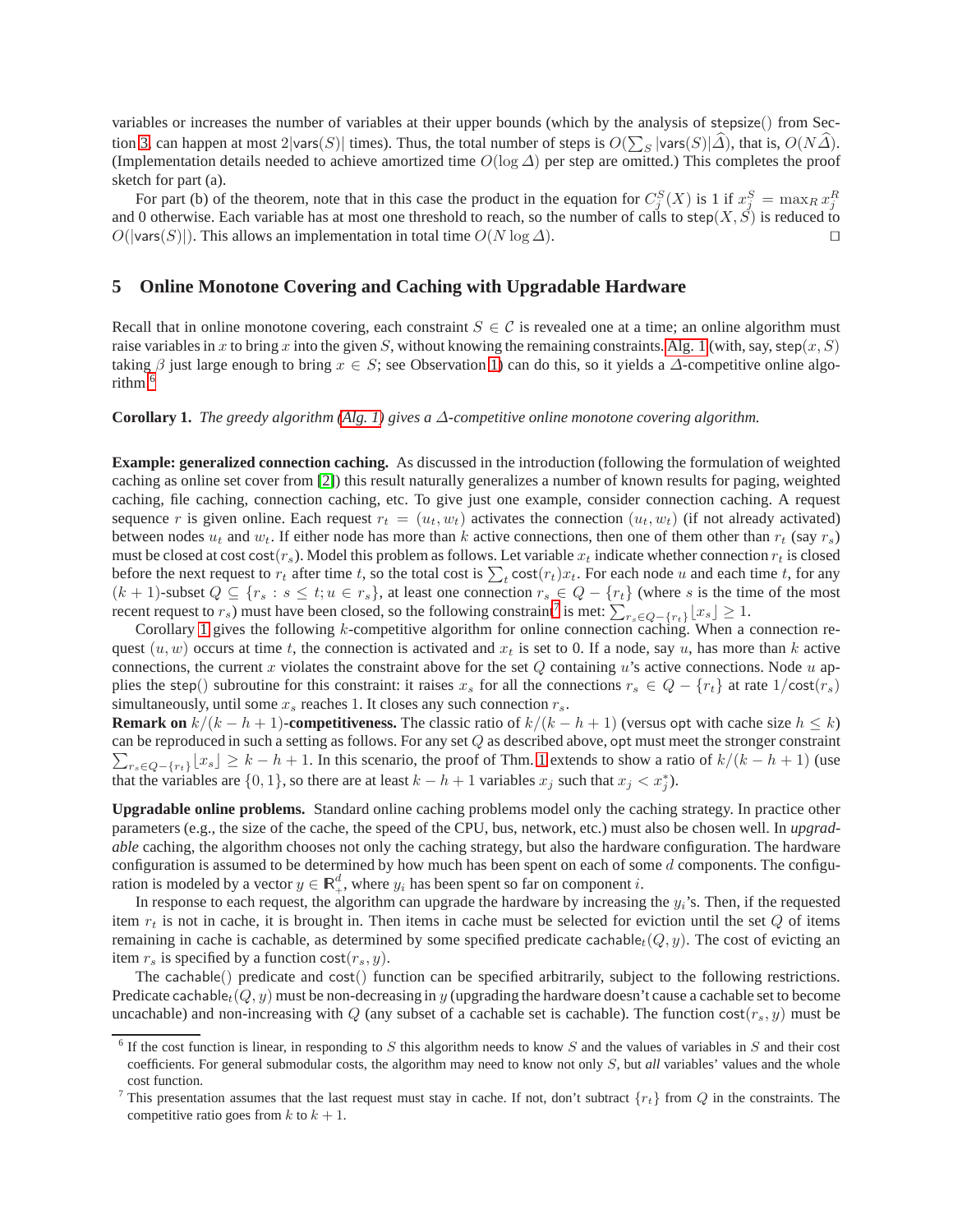variables or increases the number of variables at their upper bounds (which by the analysis of $\mathsf{stepsize}()$ from Section 3, can happen at most $2|\mathsf{vars}(S)|$ times). Thus, the total number of steps is $O(\sum_S |\mathsf{vars}(S)|\widehat{\Delta})$, that is, $O(N\widehat{\Delta})$. (Implementation details needed to achieve amortized time $O(\log \Delta)$ per step are omitted.) This completes the proof sketch for part (a).

For part (b) of the theorem, note that in this case the product in the equation for $C_j^S(X)$ is 1 if $x_j^S = \max_R x_j^R$ and 0 otherwise. Each variable has at most one threshold to reach, so the number of calls to $\mathsf{step}(X, S)$ is reduced to $O(|\mathsf{vars}(S)|)$. This allows an implementation in total time $O(N \log \Delta)$. □

## 5 Online Monotone Covering and Caching with Upgradable Hardware

Recall that in online monotone covering, each constraint $S \in \mathcal{C}$ is revealed one at a time; an online algorithm must raise variables in $x$ to bring $x$ into the given $S$, without knowing the remaining constraints. Alg. 1 (with, say, $\mathsf{step}(x, S)$ taking $\beta$ just large enough to bring $x \in S$; see Observation 1) can do this, so it yields a $\Delta$-competitive online algorithm.[6]

**Corollary 1.** *The greedy algorithm (Alg. 1) gives a $\Delta$-competitive online monotone covering algorithm.*

**Example: generalized connection caching.** As discussed in the introduction (following the formulation of weighted caching as online set cover from [2]) this result naturally generalizes a number of known results for paging, weighted caching, file caching, connection caching, etc. To give just one example, consider connection caching. A request sequence $r$ is given online. Each request $r_t = (u_t, w_t)$ activates the connection $(u_t, w_t)$ (if not already activated) between nodes $u_t$ and $w_t$. If either node has more than $k$ active connections, then one of them other than $r_t$ (say $r_s$) must be closed at cost $\mathsf{cost}(r_s)$. Model this problem as follows. Let variable $x_t$ indicate whether connection $r_t$ is closed before the next request to $r_t$ after time $t$, so the total cost is $\sum_t \mathsf{cost}(r_t)x_t$. For each node $u$ and each time $t$, for any $(k+1)$-subset $Q \subseteq \{r_s : s \le t; u \in r_s\}$, at least one connection $r_s \in Q - \{r_t\}$ (where $s$ is the time of the most recent request to $r_s$) must have been closed, so the following constraint[7] is met: $\sum_{r_s \in Q - \{r_t\}} \lfloor x_s \rfloor \ge 1$.

Corollary 1 gives the following $k$-competitive algorithm for online connection caching. When a connection request $(u, w)$ occurs at time $t$, the connection is activated and $x_t$ is set to 0. If a node, say $u$, has more than $k$ active connections, the current $x$ violates the constraint above for the set $Q$ containing $u$'s active connections. Node $u$ applies the $\mathsf{step}()$ subroutine for this constraint: it raises $x_s$ for all the connections $r_s \in Q - \{r_t\}$ at rate $1/\mathsf{cost}(r_s)$ simultaneously, until some $x_s$ reaches 1. It closes any such connection $r_s$.

**Remark on $k/(k-h+1)$-competitiveness.** The classic ratio of $k/(k-h+1)$ (versus opt with cache size $h \le k$) can be reproduced in such a setting as follows. For any set $Q$ as described above, opt must meet the stronger constraint $\sum_{r_s \in Q - \{r_t\}} \lfloor x_s \rfloor \ge k - h + 1$. In this scenario, the proof of Thm. 1 extends to show a ratio of $k/(k-h+1)$ (use that the variables are $\{0, 1\}$, so there are at least $k - h + 1$ variables $x_j$ such that $x_j < x_j^*$).

**Upgradable online problems.** Standard online caching problems model only the caching strategy. In practice other parameters (e.g., the size of the cache, the speed of the CPU, bus, network, etc.) must also be chosen well. In *upgradable* caching, the algorithm chooses not only the caching strategy, but also the hardware configuration. The hardware configuration is assumed to be determined by how much has been spent on each of some $d$ components. The configuration is modeled by a vector $y \in \mathbb{R}_+^d$, where $y_i$ has been spent so far on component $i$.

In response to each request, the algorithm can upgrade the hardware by increasing the $y_i$'s. Then, if the requested item $r_t$ is not in cache, it is brought in. Then items in cache must be selected for eviction until the set $Q$ of items remaining in cache is cachable, as determined by some specified predicate $\mathsf{cachable}_t(Q, y)$. The cost of evicting an item $r_s$ is specified by a function $\mathsf{cost}(r_s, y)$.

The $\mathsf{cachable}()$ predicate and $\mathsf{cost}()$ function can be specified arbitrarily, subject to the following restrictions. Predicate $\mathsf{cachable}_t(Q, y)$ must be non-decreasing in $y$ (upgrading the hardware doesn't cause a cachable set to become uncachable) and non-increasing with $Q$ (any subset of a cachable set is cachable). The function $\mathsf{cost}(r_s, y)$ must be

[6] If the cost function is linear, in responding to $S$ this algorithm needs to know $S$ and the values of variables in $S$ and their cost coefficients. For general submodular costs, the algorithm may need to know not only $S$, but *all* variables' values and the whole cost function.

[7] This presentation assumes that the last request must stay in cache. If not, don't subtract $\{r_t\}$ from $Q$ in the constraints. The competitive ratio goes from $k$ to $k+1$.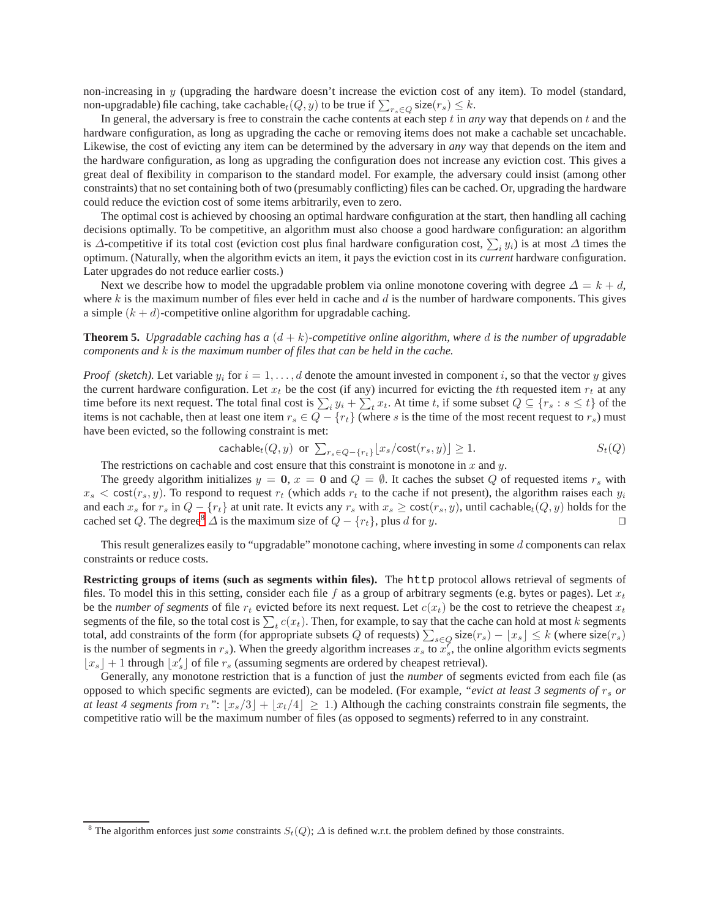non-increasing in $y$ (upgrading the hardware doesn't increase the eviction cost of any item). To model (standard, non-upgradable) file caching, take $\mathsf{cachable}_t(Q, y)$ to be true if $\sum_{r_s \in Q} \mathsf{size}(r_s) \leq k$.

In general, the adversary is free to constrain the cache contents at each step $t$ in *any* way that depends on $t$ and the hardware configuration, as long as upgrading the cache or removing items does not make a cachable set uncachable. Likewise, the cost of evicting any item can be determined by the adversary in *any* way that depends on the item and the hardware configuration, as long as upgrading the configuration does not increase any eviction cost. This gives a great deal of flexibility in comparison to the standard model. For example, the adversary could insist (among other constraints) that no set containing both of two (presumably conflicting) files can be cached. Or, upgrading the hardware could reduce the eviction cost of some items arbitrarily, even to zero.

The optimal cost is achieved by choosing an optimal hardware configuration at the start, then handling all caching decisions optimally. To be competitive, an algorithm must also choose a good hardware configuration: an algorithm is $\Delta$-competitive if its total cost (eviction cost plus final hardware configuration cost, $\sum_i y_i$) is at most $\Delta$ times the optimum. (Naturally, when the algorithm evicts an item, it pays the eviction cost in its *current* hardware configuration. Later upgrades do not reduce earlier costs.)

Next we describe how to model the upgradable problem via online monotone covering with degree $\Delta = k + d$, where $k$ is the maximum number of files ever held in cache and $d$ is the number of hardware components. This gives a simple $(k + d)$-competitive online algorithm for upgradable caching.

**Theorem 5.** *Upgradable caching has a $(d + k)$-competitive online algorithm, where $d$ is the number of upgradable components and $k$ is the maximum number of files that can be held in the cache.*

*Proof (sketch).* Let variable $y_i$ for $i = 1, \ldots, d$ denote the amount invested in component $i$, so that the vector $y$ gives the current hardware configuration. Let $x_t$ be the cost (if any) incurred for evicting the $t$th requested item $r_t$ at any time before its next request. The total final cost is $\sum_i y_i + \sum_t x_t$. At time $t$, if some subset $Q \subseteq \{r_s : s \leq t\}$ of the items is not cachable, then at least one item $r_s \in Q - \{r_t\}$ (where $s$ is the time of the most recent request to $r_s$) must have been evicted, so the following constraint is met:

$$\mathsf{cachable}_t(Q, y) \ \text{ or } \ \textstyle\sum_{r_s \in Q - \{r_t\}} \lfloor x_s / \mathsf{cost}(r_s, y) \rfloor \geq 1. \qquad S_t(Q)$$

The restrictions on $\mathsf{cachable}$ and $\mathsf{cost}$ ensure that this constraint is monotone in $x$ and $y$.

The greedy algorithm initializes $y = \mathbf{0}$, $x = \mathbf{0}$ and $Q = \emptyset$. It caches the subset $Q$ of requested items $r_s$ with $x_s < \mathsf{cost}(r_s, y)$. To respond to request $r_t$ (which adds $r_t$ to the cache if not present), the algorithm raises each $y_i$ and each $x_s$ for $r_s$ in $Q - \{r_t\}$ at unit rate. It evicts any $r_s$ with $x_s \geq \mathsf{cost}(r_s, y)$, until $\mathsf{cachable}_t(Q, y)$ holds for the cached set $Q$. The degree[8] $\Delta$ is the maximum size of $Q - \{r_t\}$, plus $d$ for $y$. ☐

This result generalizes easily to "upgradable" monotone caching, where investing in some $d$ components can relax constraints or reduce costs.

**Restricting groups of items (such as segments within files).** The `http` protocol allows retrieval of segments of files. To model this in this setting, consider each file $f$ as a group of arbitrary segments (e.g. bytes or pages). Let $x_t$ be the *number of segments* of file $r_t$ evicted before its next request. Let $c(x_t)$ be the cost to retrieve the cheapest $x_t$ segments of the file, so the total cost is $\sum_t c(x_t)$. Then, for example, to say that the cache can hold at most $k$ segments total, add constraints of the form (for appropriate subsets $Q$ of requests) $\sum_{s \in Q} \mathsf{size}(r_s) - \lfloor x_s \rfloor \leq k$ (where $\mathsf{size}(r_s)$ is the number of segments in $r_s$). When the greedy algorithm increases $x_s$ to $x'_s$, the online algorithm evicts segments $\lfloor x_s \rfloor + 1$ through $\lfloor x'_s \rfloor$ of file $r_s$ (assuming segments are ordered by cheapest retrieval).

Generally, any monotone restriction that is a function of just the *number* of segments evicted from each file (as opposed to which specific segments are evicted), can be modeled. (For example, *"evict at least 3 segments of $r_s$ or at least 4 segments from $r_t$"*: $\lfloor x_s/3 \rfloor + \lfloor x_t/4 \rfloor \geq 1$.) Although the caching constraints constrain file segments, the competitive ratio will be the maximum number of files (as opposed to segments) referred to in any constraint.

[8] The algorithm enforces just *some* constraints $S_t(Q)$; $\Delta$ is defined w.r.t. the problem defined by those constraints.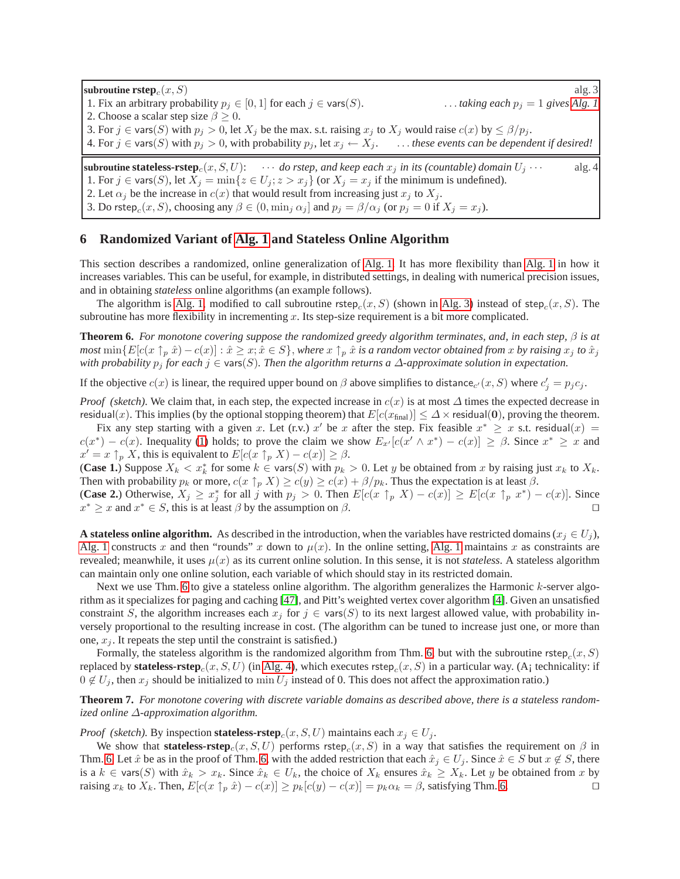**subroutine rstep**$_c(x, S)$ alg. 3

1. Fix an arbitrary probability $p_j \in [0,1]$ for each $j \in \mathsf{vars}(S)$. *... taking each $p_j = 1$ gives Alg. 1*
2. Choose a scalar step size $\beta \ge 0$.
3. For $j \in \mathsf{vars}(S)$ with $p_j > 0$, let $X_j$ be the max. s.t. raising $x_j$ to $X_j$ would raise $c(x)$ by $\le \beta/p_j$.
4. For $j \in \mathsf{vars}(S)$ with $p_j > 0$, with probability $p_j$, let $x_j \leftarrow X_j$. *... these events can be dependent if desired!*

**subroutine stateless-rstep**$_c(x, S, U)$: *··· do rstep, and keep each $x_j$ in its (countable) domain $U_j$ ···* alg. 4

1. For $j \in \mathsf{vars}(S)$, let $X_j = \min\{z \in U_j; z > x_j\}$ (or $X_j = x_j$ if the minimum is undefined).
2. Let $\alpha_j$ be the increase in $c(x)$ that would result from increasing just $x_j$ to $X_j$.
3. Do $\mathsf{rstep}_c(x, S)$, choosing any $\beta \in (0, \min_j \alpha_j]$ and $p_j = \beta/\alpha_j$ (or $p_j = 0$ if $X_j = x_j$).

## 6 Randomized Variant of Alg. 1 and Stateless Online Algorithm

This section describes a randomized, online generalization of Alg. 1. It has more flexibility than Alg. 1 in how it increases variables. This can be useful, for example, in distributed settings, in dealing with numerical precision issues, and in obtaining *stateless* online algorithms (an example follows).

The algorithm is Alg. 1, modified to call subroutine $\mathsf{rstep}_c(x, S)$ (shown in Alg. 3) instead of $\mathsf{step}_c(x, S)$. The subroutine has more flexibility in incrementing $x$. Its step-size requirement is a bit more complicated.

**Theorem 6.** *For monotone covering suppose the randomized greedy algorithm terminates, and, in each step, $\beta$ is at most $\min\{E[c(x \uparrow_p \hat{x}) - c(x)] : \hat{x} \ge x; \hat{x} \in S\}$, where $x \uparrow_p \hat{x}$ is a random vector obtained from $x$ by raising $x_j$ to $\hat{x}_j$ with probability $p_j$ for each $j \in \mathsf{vars}(S)$. Then the algorithm returns a $\Delta$-approximate solution in expectation.*

If the objective $c(x)$ is linear, the required upper bound on $\beta$ above simplifies to $\mathsf{distance}_{c'}(x, S)$ where $c'_j = p_j c_j$.

*Proof (sketch).* We claim that, in each step, the expected increase in $c(x)$ is at most $\Delta$ times the expected decrease in $\mathsf{residual}(x)$. This implies (by the optional stopping theorem) that $E[c(x_{\mathsf{final}})] \le \Delta \times \mathsf{residual}(\mathbf{0})$, proving the theorem.

Fix any step starting with a given $x$. Let (r.v.) $x'$ be $x$ after the step. Fix feasible $x^* \ge x$ s.t. $\mathsf{residual}(x) = c(x^*) - c(x)$. Inequality (1) holds; to prove the claim we show $E_{x'}[c(x' \wedge x^*) - c(x)] \ge \beta$. Since $x^* \ge x$ and $x' = x \uparrow_p X$, this is equivalent to $E[c(x \uparrow_p X) - c(x)] \ge \beta$.

**(Case 1.)** Suppose $X_k < x^*_k$ for some $k \in \mathsf{vars}(S)$ with $p_k > 0$. Let $y$ be obtained from $x$ by raising just $x_k$ to $X_k$. Then with probability $p_k$ or more, $c(x \uparrow_p X) \ge c(y) \ge c(x) + \beta/p_k$. Thus the expectation is at least $\beta$.

**(Case 2.)** Otherwise, $X_j \ge x^*_j$ for all $j$ with $p_j > 0$. Then $E[c(x \uparrow_p X) - c(x)] \ge E[c(x \uparrow_p x^*) - c(x)]$. Since $x^* \ge x$ and $x^* \in S$, this is at least $\beta$ by the assumption on $\beta$. □

**A stateless online algorithm.** As described in the introduction, when the variables have restricted domains ($x_j \in U_j$), Alg. 1 constructs $x$ and then "rounds" $x$ down to $\mu(x)$. In the online setting, Alg. 1 maintains $x$ as constraints are revealed; meanwhile, it uses $\mu(x)$ as its current online solution. In this sense, it is not *stateless*. A stateless algorithm can maintain only one online solution, each variable of which should stay in its restricted domain.

Next we use Thm. 6 to give a stateless online algorithm. The algorithm generalizes the Harmonic $k$-server algorithm as it specializes for paging and caching [47], and Pitt's weighted vertex cover algorithm [4]. Given an unsatisfied constraint $S$, the algorithm increases each $x_j$ for $j \in \mathsf{vars}(S)$ to its next largest allowed value, with probability inversely proportional to the resulting increase in cost. (The algorithm can be tuned to increase just one, or more than one, $x_j$. It repeats the step until the constraint is satisfied.)

Formally, the stateless algorithm is the randomized algorithm from Thm. 6, but with the subroutine $\mathsf{rstep}_c(x, S)$ replaced by **stateless-rstep**$_c(x, S, U)$ (in Alg. 4), which executes $\mathsf{rstep}_c(x, S)$ in a particular way. (A¡ technicality: if $0 \notin U_j$, then $x_j$ should be initialized to $\min U_j$ instead of 0. This does not affect the approximation ratio.)

**Theorem 7.** *For monotone covering with discrete variable domains as described above, there is a stateless randomized online $\Delta$-approximation algorithm.*

*Proof (sketch).* By inspection **stateless-rstep**$_c(x, S, U)$ maintains each $x_j \in U_j$.

We show that **stateless-rstep**$_c(x, S, U)$ performs $\mathsf{rstep}_c(x, S)$ in a way that satisfies the requirement on $\beta$ in Thm. 6. Let $\hat{x}$ be as in the proof of Thm. 6, with the added restriction that each $\hat{x}_j \in U_j$. Since $\hat{x} \in S$ but $x \notin S$, there is a $k \in \mathsf{vars}(S)$ with $\hat{x}_k > x_k$. Since $\hat{x}_k \in U_k$, the choice of $X_k$ ensures $\hat{x}_k \ge X_k$. Let $y$ be obtained from $x$ by raising $x_k$ to $X_k$. Then, $E[c(x \uparrow_p \hat{x}) - c(x)] \ge p_k[c(y) - c(x)] = p_k \alpha_k = \beta$, satisfying Thm. 6. □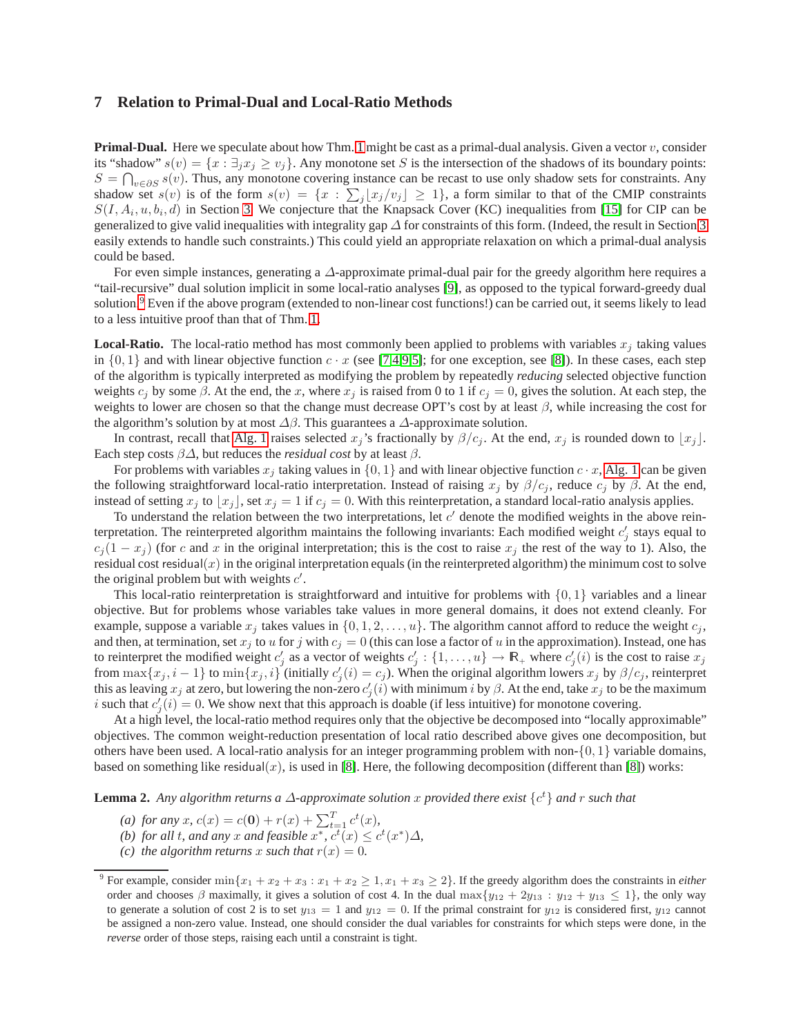## 7 Relation to Primal-Dual and Local-Ratio Methods

**Primal-Dual.** Here we speculate about how Thm. 1 might be cast as a primal-dual analysis. Given a vector $v$, consider its "shadow" $s(v) = \{x : \exists_j x_j \geq v_j\}$. Any monotone set $S$ is the intersection of the shadows of its boundary points: $S = \bigcap_{v \in \partial S} s(v)$. Thus, any monotone covering instance can be recast to use only shadow sets for constraints. Any shadow set $s(v)$ is of the form $s(v) = \{x : \sum_j \lfloor x_j/v_j \rfloor \geq 1\}$, a form similar to that of the CMIP constraints $S(I, A_i, u, b_i, d)$ in Section 3. We conjecture that the Knapsack Cover (KC) inequalities from [15] for CIP can be generalized to give valid inequalities with integrality gap $\Delta$ for constraints of this form. (Indeed, the result in Section 3 easily extends to handle such constraints.) This could yield an appropriate relaxation on which a primal-dual analysis could be based.

For even simple instances, generating a $\Delta$-approximate primal-dual pair for the greedy algorithm here requires a "tail-recursive" dual solution implicit in some local-ratio analyses [9], as opposed to the typical forward-greedy dual solution.[9] Even if the above program (extended to non-linear cost functions!) can be carried out, it seems likely to lead to a less intuitive proof than that of Thm. 1.

**Local-Ratio.** The local-ratio method has most commonly been applied to problems with variables $x_j$ taking values in $\{0, 1\}$ and with linear objective function $c \cdot x$ (see [7,4,9,5]; for one exception, see [8]). In these cases, each step of the algorithm is typically interpreted as modifying the problem by repeatedly *reducing* selected objective function weights $c_j$ by some $\beta$. At the end, the $x$, where $x_j$ is raised from 0 to 1 if $c_j = 0$, gives the solution. At each step, the weights to lower are chosen so that the change must decrease OPT's cost by at least $\beta$, while increasing the cost for the algorithm's solution by at most $\Delta\beta$. This guarantees a $\Delta$-approximate solution.

In contrast, recall that Alg. 1 raises selected $x_j$'s fractionally by $\beta/c_j$. At the end, $x_j$ is rounded down to $\lfloor x_j \rfloor$. Each step costs $\beta\Delta$, but reduces the *residual cost* by at least $\beta$.

For problems with variables $x_j$ taking values in $\{0, 1\}$ and with linear objective function $c \cdot x$, Alg. 1 can be given the following straightforward local-ratio interpretation. Instead of raising $x_j$ by $\beta/c_j$, reduce $c_j$ by $\beta$. At the end, instead of setting $x_j$ to $\lfloor x_j \rfloor$, set $x_j = 1$ if $c_j = 0$. With this reinterpretation, a standard local-ratio analysis applies.

To understand the relation between the two interpretations, let $c'$ denote the modified weights in the above reinterpretation. The reinterpreted algorithm maintains the following invariants: Each modified weight $c'_j$ stays equal to $c_j(1 - x_j)$ (for $c$ and $x$ in the original interpretation; this is the cost to raise $x_j$ the rest of the way to 1). Also, the residual cost $\mathsf{residual}(x)$ in the original interpretation equals (in the reinterpreted algorithm) the minimum cost to solve the original problem but with weights $c'$.

This local-ratio reinterpretation is straightforward and intuitive for problems with $\{0, 1\}$ variables and a linear objective. But for problems whose variables take values in more general domains, it does not extend cleanly. For example, suppose a variable $x_j$ takes values in $\{0, 1, 2, \ldots, u\}$. The algorithm cannot afford to reduce the weight $c_j$, and then, at termination, set $x_j$ to $u$ for $j$ with $c_j = 0$ (this can lose a factor of $u$ in the approximation). Instead, one has to reinterpret the modified weight $c'_j$ as a vector of weights $c'_j : \{1, \ldots, u\} \to \mathbb{R}_+$ where $c'_j(i)$ is the cost to raise $x_j$ from $\max\{x_j, i-1\}$ to $\min\{x_j, i\}$ (initially $c'_j(i) = c_j$). When the original algorithm lowers $x_j$ by $\beta/c_j$, reinterpret this as leaving $x_j$ at zero, but lowering the non-zero $c'_j(i)$ with minimum $i$ by $\beta$. At the end, take $x_j$ to be the maximum $i$ such that $c'_j(i) = 0$. We show next that this approach is doable (if less intuitive) for monotone covering.

At a high level, the local-ratio method requires only that the objective be decomposed into "locally approximable" objectives. The common weight-reduction presentation of local ratio described above gives one decomposition, but others have been used. A local-ratio analysis for an integer programming problem with non-$\{0, 1\}$ variable domains, based on something like $\mathsf{residual}(x)$, is used in [8]. Here, the following decomposition (different than [8]) works:

**Lemma 2.** *Any algorithm returns a $\Delta$-approximate solution $x$ provided there exist $\{c^t\}$ and $r$ such that*

*(a) for any $x$, $c(x) = c(\mathbf{0}) + r(x) + \sum_{t=1}^{T} c^t(x)$,*
*(b) for all $t$, and any $x$ and feasible $x^*$, $c^t(x) \leq c^t(x^*)\Delta$,*
*(c) the algorithm returns $x$ such that $r(x) = 0$.*

---

[9] For example, consider $\min\{x_1 + x_2 + x_3 : x_1 + x_2 \geq 1, x_1 + x_3 \geq 2\}$. If the greedy algorithm does the constraints in *either* order and chooses $\beta$ maximally, it gives a solution of cost 4. In the dual $\max\{y_{12} + 2y_{13} : y_{12} + y_{13} \leq 1\}$, the only way to generate a solution of cost 2 is to set $y_{13} = 1$ and $y_{12} = 0$. If the primal constraint for $y_{12}$ is considered first, $y_{12}$ cannot be assigned a non-zero value. Instead, one should consider the dual variables for constraints for which steps were done, in the *reverse* order of those steps, raising each until a constraint is tight.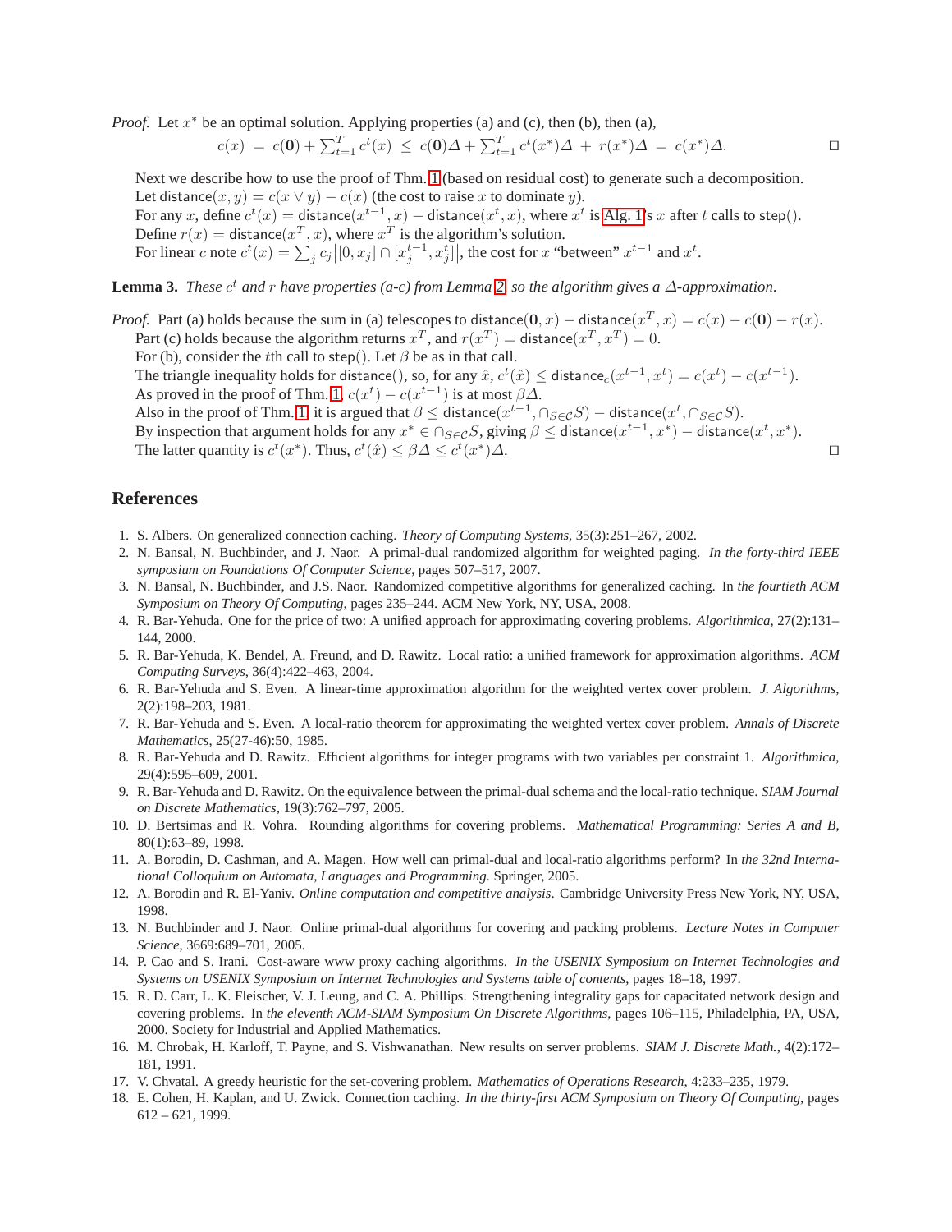*Proof.* Let $x^*$ be an optimal solution. Applying properties (a) and (c), then (b), then (a),

$$c(x) \;=\; c(\mathbf{0}) + \textstyle\sum_{t=1}^{T} c^t(x) \;\le\; c(\mathbf{0})\Delta + \sum_{t=1}^{T} c^t(x^*)\Delta \;+\; r(x^*)\Delta \;=\; c(x^*)\Delta. \qquad \square$$

Next we describe how to use the proof of Thm. 1 (based on residual cost) to generate such a decomposition.
Let $\mathsf{distance}(x, y) = c(x \vee y) - c(x)$ (the cost to raise $x$ to dominate $y$).
For any $x$, define $c^t(x) = \mathsf{distance}(x^{t-1}, x) - \mathsf{distance}(x^t, x)$, where $x^t$ is Alg. 1's $x$ after $t$ calls to step().
Define $r(x) = \mathsf{distance}(x^T, x)$, where $x^T$ is the algorithm's solution.
For linear $c$ note $c^t(x) = \sum_j c_j \big|[0, x_j] \cap [x_j^{t-1}, x_j^t]\big|$, the cost for $x$ "between" $x^{t-1}$ and $x^t$.

**Lemma 3.** *These $c^t$ and $r$ have properties (a-c) from Lemma 2, so the algorithm gives a $\Delta$-approximation.*

*Proof.* Part (a) holds because the sum in (a) telescopes to $\mathsf{distance}(\mathbf{0}, x) - \mathsf{distance}(x^T, x) = c(x) - c(\mathbf{0}) - r(x)$.
Part (c) holds because the algorithm returns $x^T$, and $r(x^T) = \mathsf{distance}(x^T, x^T) = 0$.
For (b), consider the $t$th call to step(). Let $\beta$ be as in that call.
The triangle inequality holds for distance(), so, for any $\hat{x}$, $c^t(\hat{x}) \le \mathsf{distance}_c(x^{t-1}, x^t) = c(x^t) - c(x^{t-1})$.
As proved in the proof of Thm. 1, $c(x^t) - c(x^{t-1})$ is at most $\beta\Delta$.
Also in the proof of Thm. 1, it is argued that $\beta \le \mathsf{distance}(x^{t-1}, \cap_{S \in \mathcal{C}} S) - \mathsf{distance}(x^t, \cap_{S \in \mathcal{C}} S)$.
By inspection that argument holds for any $x^* \in \cap_{S \in \mathcal{C}} S$, giving $\beta \le \mathsf{distance}(x^{t-1}, x^*) - \mathsf{distance}(x^t, x^*)$.
The latter quantity is $c^t(x^*)$. Thus, $c^t(\hat{x}) \le \beta\Delta \le c^t(x^*)\Delta$. $\square$

## References

1. S. Albers. On generalized connection caching. *Theory of Computing Systems*, 35(3):251–267, 2002.
2. N. Bansal, N. Buchbinder, and J. Naor. A primal-dual randomized algorithm for weighted paging. *In the forty-third IEEE symposium on Foundations Of Computer Science*, pages 507–517, 2007.
3. N. Bansal, N. Buchbinder, and J.S. Naor. Randomized competitive algorithms for generalized caching. In *the fourtieth ACM Symposium on Theory Of Computing*, pages 235–244. ACM New York, NY, USA, 2008.
4. R. Bar-Yehuda. One for the price of two: A unified approach for approximating covering problems. *Algorithmica*, 27(2):131–144, 2000.
5. R. Bar-Yehuda, K. Bendel, A. Freund, and D. Rawitz. Local ratio: a unified framework for approximation algorithms. *ACM Computing Surveys*, 36(4):422–463, 2004.
6. R. Bar-Yehuda and S. Even. A linear-time approximation algorithm for the weighted vertex cover problem. *J. Algorithms*, 2(2):198–203, 1981.
7. R. Bar-Yehuda and S. Even. A local-ratio theorem for approximating the weighted vertex cover problem. *Annals of Discrete Mathematics*, 25(27-46):50, 1985.
8. R. Bar-Yehuda and D. Rawitz. Efficient algorithms for integer programs with two variables per constraint 1. *Algorithmica*, 29(4):595–609, 2001.
9. R. Bar-Yehuda and D. Rawitz. On the equivalence between the primal-dual schema and the local-ratio technique. *SIAM Journal on Discrete Mathematics*, 19(3):762–797, 2005.
10. D. Bertsimas and R. Vohra. Rounding algorithms for covering problems. *Mathematical Programming: Series A and B*, 80(1):63–89, 1998.
11. A. Borodin, D. Cashman, and A. Magen. How well can primal-dual and local-ratio algorithms perform? In *the 32nd International Colloquium on Automata, Languages and Programming*. Springer, 2005.
12. A. Borodin and R. El-Yaniv. *Online computation and competitive analysis*. Cambridge University Press New York, NY, USA, 1998.
13. N. Buchbinder and J. Naor. Online primal-dual algorithms for covering and packing problems. *Lecture Notes in Computer Science*, 3669:689–701, 2005.
14. P. Cao and S. Irani. Cost-aware www proxy caching algorithms. *In the USENIX Symposium on Internet Technologies and Systems on USENIX Symposium on Internet Technologies and Systems table of contents*, pages 18–18, 1997.
15. R. D. Carr, L. K. Fleischer, V. J. Leung, and C. A. Phillips. Strengthening integrality gaps for capacitated network design and covering problems. In *the eleventh ACM-SIAM Symposium On Discrete Algorithms*, pages 106–115, Philadelphia, PA, USA, 2000. Society for Industrial and Applied Mathematics.
16. M. Chrobak, H. Karloff, T. Payne, and S. Vishwanathan. New results on server problems. *SIAM J. Discrete Math.*, 4(2):172–181, 1991.
17. V. Chvatal. A greedy heuristic for the set-covering problem. *Mathematics of Operations Research*, 4:233–235, 1979.
18. E. Cohen, H. Kaplan, and U. Zwick. Connection caching. *In the thirty-first ACM Symposium on Theory Of Computing*, pages 612 – 621, 1999.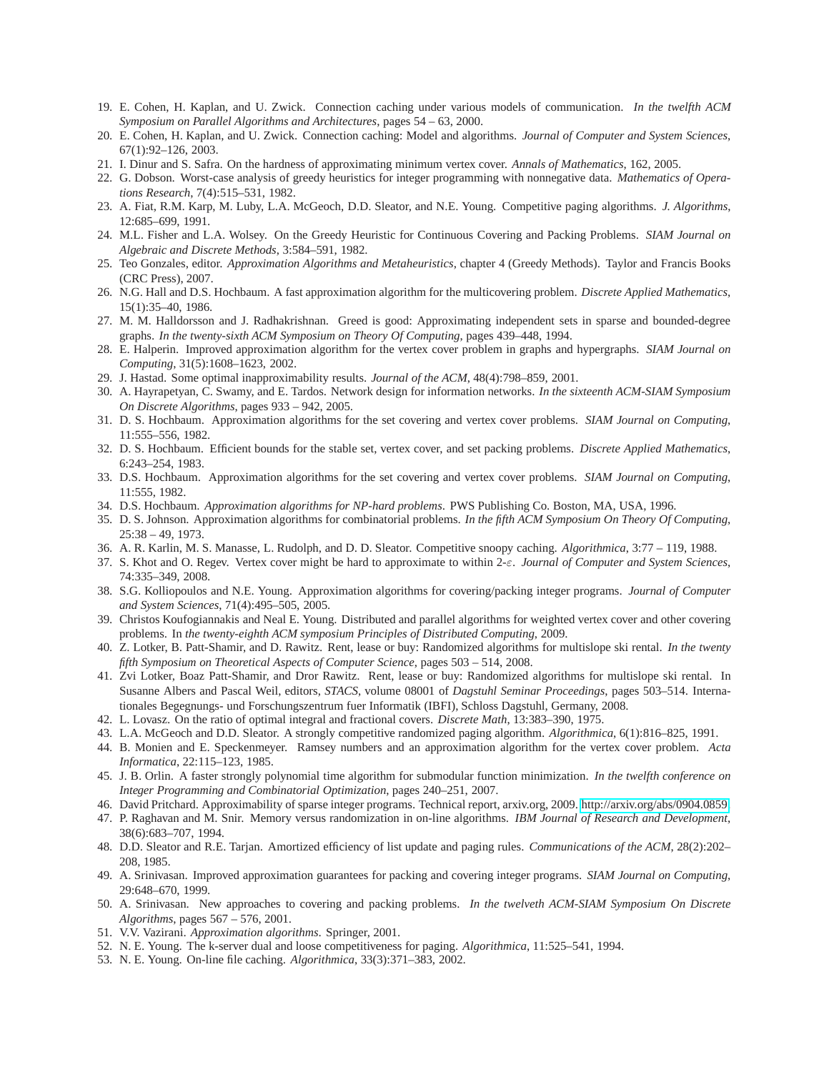19. E. Cohen, H. Kaplan, and U. Zwick. Connection caching under various models of communication. *In the twelfth ACM Symposium on Parallel Algorithms and Architectures*, pages 54 – 63, 2000.
20. E. Cohen, H. Kaplan, and U. Zwick. Connection caching: Model and algorithms. *Journal of Computer and System Sciences*, 67(1):92–126, 2003.
21. I. Dinur and S. Safra. On the hardness of approximating minimum vertex cover. *Annals of Mathematics*, 162, 2005.
22. G. Dobson. Worst-case analysis of greedy heuristics for integer programming with nonnegative data. *Mathematics of Operations Research*, 7(4):515–531, 1982.
23. A. Fiat, R.M. Karp, M. Luby, L.A. McGeoch, D.D. Sleator, and N.E. Young. Competitive paging algorithms. *J. Algorithms*, 12:685–699, 1991.
24. M.L. Fisher and L.A. Wolsey. On the Greedy Heuristic for Continuous Covering and Packing Problems. *SIAM Journal on Algebraic and Discrete Methods*, 3:584–591, 1982.
25. Teo Gonzales, editor. *Approximation Algorithms and Metaheuristics*, chapter 4 (Greedy Methods). Taylor and Francis Books (CRC Press), 2007.
26. N.G. Hall and D.S. Hochbaum. A fast approximation algorithm for the multicovering problem. *Discrete Applied Mathematics*, 15(1):35–40, 1986.
27. M. M. Halldorsson and J. Radhakrishnan. Greed is good: Approximating independent sets in sparse and bounded-degree graphs. *In the twenty-sixth ACM Symposium on Theory Of Computing*, pages 439–448, 1994.
28. E. Halperin. Improved approximation algorithm for the vertex cover problem in graphs and hypergraphs. *SIAM Journal on Computing*, 31(5):1608–1623, 2002.
29. J. Hastad. Some optimal inapproximability results. *Journal of the ACM*, 48(4):798–859, 2001.
30. A. Hayrapetyan, C. Swamy, and E. Tardos. Network design for information networks. *In the sixteenth ACM-SIAM Symposium On Discrete Algorithms*, pages 933 – 942, 2005.
31. D. S. Hochbaum. Approximation algorithms for the set covering and vertex cover problems. *SIAM Journal on Computing*, 11:555–556, 1982.
32. D. S. Hochbaum. Efficient bounds for the stable set, vertex cover, and set packing problems. *Discrete Applied Mathematics*, 6:243–254, 1983.
33. D.S. Hochbaum. Approximation algorithms for the set covering and vertex cover problems. *SIAM Journal on Computing*, 11:555, 1982.
34. D.S. Hochbaum. *Approximation algorithms for NP-hard problems*. PWS Publishing Co. Boston, MA, USA, 1996.
35. D. S. Johnson. Approximation algorithms for combinatorial problems. *In the fifth ACM Symposium On Theory Of Computing*, 25:38 – 49, 1973.
36. A. R. Karlin, M. S. Manasse, L. Rudolph, and D. D. Sleator. Competitive snoopy caching. *Algorithmica*, 3:77 – 119, 1988.
37. S. Khot and O. Regev. Vertex cover might be hard to approximate to within 2-$\varepsilon$. *Journal of Computer and System Sciences*, 74:335–349, 2008.
38. S.G. Kolliopoulos and N.E. Young. Approximation algorithms for covering/packing integer programs. *Journal of Computer and System Sciences*, 71(4):495–505, 2005.
39. Christos Koufogiannakis and Neal E. Young. Distributed and parallel algorithms for weighted vertex cover and other covering problems. In *the twenty-eighth ACM symposium Principles of Distributed Computing*, 2009.
40. Z. Lotker, B. Patt-Shamir, and D. Rawitz. Rent, lease or buy: Randomized algorithms for multislope ski rental. *In the twenty fifth Symposium on Theoretical Aspects of Computer Science*, pages 503 – 514, 2008.
41. Zvi Lotker, Boaz Patt-Shamir, and Dror Rawitz. Rent, lease or buy: Randomized algorithms for multislope ski rental. In Susanne Albers and Pascal Weil, editors, *STACS*, volume 08001 of *Dagstuhl Seminar Proceedings*, pages 503–514. Internationales Begegnungs- und Forschungszentrum fuer Informatik (IBFI), Schloss Dagstuhl, Germany, 2008.
42. L. Lovasz. On the ratio of optimal integral and fractional covers. *Discrete Math*, 13:383–390, 1975.
43. L.A. McGeoch and D.D. Sleator. A strongly competitive randomized paging algorithm. *Algorithmica*, 6(1):816–825, 1991.
44. B. Monien and E. Speckenmeyer. Ramsey numbers and an approximation algorithm for the vertex cover problem. *Acta Informatica*, 22:115–123, 1985.
45. J. B. Orlin. A faster strongly polynomial time algorithm for submodular function minimization. *In the twelfth conference on Integer Programming and Combinatorial Optimization*, pages 240–251, 2007.
46. David Pritchard. Approximability of sparse integer programs. Technical report, arxiv.org, 2009. http://arxiv.org/abs/0904.0859
47. P. Raghavan and M. Snir. Memory versus randomization in on-line algorithms. *IBM Journal of Research and Development*, 38(6):683–707, 1994.
48. D.D. Sleator and R.E. Tarjan. Amortized efficiency of list update and paging rules. *Communications of the ACM*, 28(2):202–208, 1985.
49. A. Srinivasan. Improved approximation guarantees for packing and covering integer programs. *SIAM Journal on Computing*, 29:648–670, 1999.
50. A. Srinivasan. New approaches to covering and packing problems. *In the twelveth ACM-SIAM Symposium On Discrete Algorithms*, pages 567 – 576, 2001.
51. V.V. Vazirani. *Approximation algorithms*. Springer, 2001.
52. N. E. Young. The k-server dual and loose competitiveness for paging. *Algorithmica*, 11:525–541, 1994.
53. N. E. Young. On-line file caching. *Algorithmica*, 33(3):371–383, 2002.